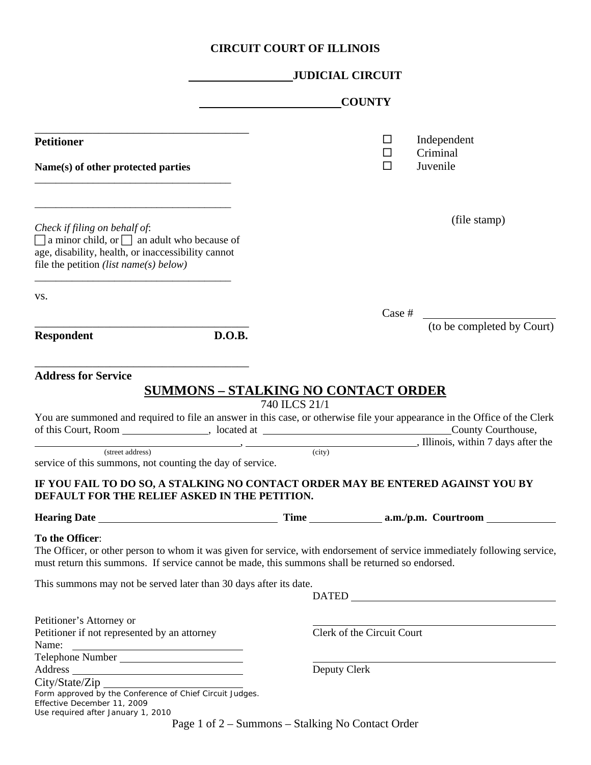**CIRCUIT COURT OF ILLINOIS**

**\_\_\_\_\_\_\_\_\_\_\_\_\_\_\_\_\_\_ JUDICIAL CIRCUIT**

**\_\_\_\_\_\_\_\_\_\_\_\_\_\_\_\_\_\_\_\_\_\_\_\_\_ COUNTY**

\_\_\_\_\_\_\_\_\_\_\_\_\_\_\_\_\_\_\_\_\_\_\_\_\_\_\_\_\_\_\_\_\_\_\_\_\_\_
**Petitioner**

**Name(s) of other protected parties**

\_\_\_\_\_\_\_\_\_\_\_\_\_\_\_\_\_\_\_\_\_\_\_\_\_\_\_\_\_\_\_\_\_\_\_\_\_\_

\_\_\_\_\_\_\_\_\_\_\_\_\_\_\_\_\_\_\_\_\_\_\_\_\_\_\_\_\_\_\_\_\_\_\_\_\_\_

☐ Independent
☐ Criminal
☐ Juvenile

(file stamp)

*Check if filing on behalf of*:
☐ a minor child, or ☐ an adult who because of age, disability, health, or inaccessibility cannot file the petition *(list name(s) below)*

\_\_\_\_\_\_\_\_\_\_\_\_\_\_\_\_\_\_\_\_\_\_\_\_\_\_\_\_\_\_\_\_\_\_\_\_\_\_

vs.

\_\_\_\_\_\_\_\_\_\_\_\_\_\_\_\_\_\_\_\_\_\_\_\_\_\_\_\_\_\_\_\_\_\_\_\_\_\_
**Respondent** **D.O.B.**

Case # \_\_\_\_\_\_\_\_\_\_\_\_\_\_\_\_\_\_\_\_\_\_
(to be completed by Court)

\_\_\_\_\_\_\_\_\_\_\_\_\_\_\_\_\_\_\_\_\_\_\_\_\_\_\_\_\_\_\_\_\_\_\_\_\_\_
**Address for Service**

## SUMMONS – STALKING NO CONTACT ORDER

740 ILCS 21/1

You are summoned and required to file an answer in this case, or otherwise file your appearance in the Office of the Clerk of this Court, Room \_\_\_\_\_\_\_\_\_\_\_\_\_\_\_\_, located at \_\_\_\_\_\_\_\_\_\_\_\_\_\_\_\_\_\_\_\_\_\_\_\_\_\_\_\_\_\_\_\_\_\_\_ County Courthouse, \_\_\_\_\_\_\_\_\_\_\_\_\_\_\_\_\_\_\_\_\_\_\_\_\_\_\_\_\_\_\_\_\_\_\_\_\_\_ (street address), \_\_\_\_\_\_\_\_\_\_\_\_\_\_\_\_\_\_\_\_\_\_\_\_\_\_\_\_\_\_\_\_ (city), Illinois, within 7 days after the service of this summons, not counting the day of service.

**IF YOU FAIL TO DO SO, A STALKING NO CONTACT ORDER MAY BE ENTERED AGAINST YOU BY DEFAULT FOR THE RELIEF ASKED IN THE PETITION.**

**Hearing Date** \_\_\_\_\_\_\_\_\_\_\_\_\_\_\_\_\_\_\_\_\_\_\_\_\_\_\_\_\_\_\_\_\_\_ **Time** \_\_\_\_\_\_\_\_\_\_\_\_\_ **a.m./p.m. Courtroom** \_\_\_\_\_\_\_\_\_\_\_\_

**To the Officer**:
The Officer, or other person to whom it was given for service, with endorsement of service immediately following service, must return this summons. If service cannot be made, this summons shall be returned so endorsed.

This summons may not be served later than 30 days after its date.

DATED \_\_\_\_\_\_\_\_\_\_\_\_\_\_\_\_\_\_\_\_\_\_\_\_\_\_\_\_\_\_\_\_\_\_\_\_\_\_\_\_

\_\_\_\_\_\_\_\_\_\_\_\_\_\_\_\_\_\_\_\_\_\_\_\_\_\_\_\_\_\_\_\_\_\_\_\_\_\_\_\_
Clerk of the Circuit Court

\_\_\_\_\_\_\_\_\_\_\_\_\_\_\_\_\_\_\_\_\_\_\_\_\_\_\_\_\_\_\_\_\_\_\_\_\_\_\_\_
Deputy Clerk

Petitioner's Attorney or
Petitioner if not represented by an attorney
Name: \_\_\_\_\_\_\_\_\_\_\_\_\_\_\_\_\_\_\_\_\_\_\_\_\_\_\_\_\_\_\_\_\_\_
Telephone Number \_\_\_\_\_\_\_\_\_\_\_\_\_\_\_\_\_\_\_\_\_\_\_\_\_\_
Address \_\_\_\_\_\_\_\_\_\_\_\_\_\_\_\_\_\_\_\_\_\_\_\_\_\_\_\_\_\_\_\_\_\_
City/State/Zip \_\_\_\_\_\_\_\_\_\_\_\_\_\_\_\_\_\_\_\_\_\_\_\_\_\_\_\_

Form approved by the Conference of Chief Circuit Judges.
Effective December 11, 2009
Use required after January 1, 2010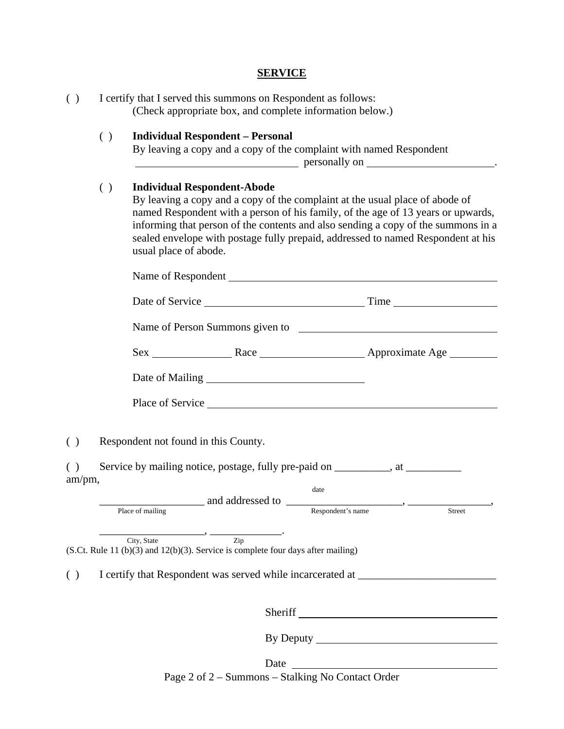## SERVICE

( ) I certify that I served this summons on Respondent as follows:
(Check appropriate box, and complete information below.)

( ) **Individual Respondent – Personal**
By leaving a copy and a copy of the complaint with named Respondent
______________________________ personally on ______________________.

( ) **Individual Respondent-Abode**
By leaving a copy and a copy of the complaint at the usual place of abode of named Respondent with a person of his family, of the age of 13 years or upwards, informing that person of the contents and also sending a copy of the summons in a sealed envelope with postage fully prepaid, addressed to named Respondent at his usual place of abode.

Name of Respondent ______________________________________________

Date of Service ____________________________ Time __________________

Name of Person Summons given to ___________________________________

Sex ______________ Race __________________ Approximate Age ________

Date of Mailing ____________________________

Place of Service ______________________________________________

( ) Respondent not found in this County.

( ) Service by mailing notice, postage, fully pre-paid on __________, at __________ am/pm,

date

___________________ and addressed to _____________________, _______________,

Place of mailing Respondent's name Street

___________________, _____________.

City, State Zip

(S.Ct. Rule 11 (b)(3) and 12(b)(3). Service is complete four days after mailing)

( ) I certify that Respondent was served while incarcerated at ________________________

Sheriff ____________________________________

By Deputy ________________________________

Date ______________________________________